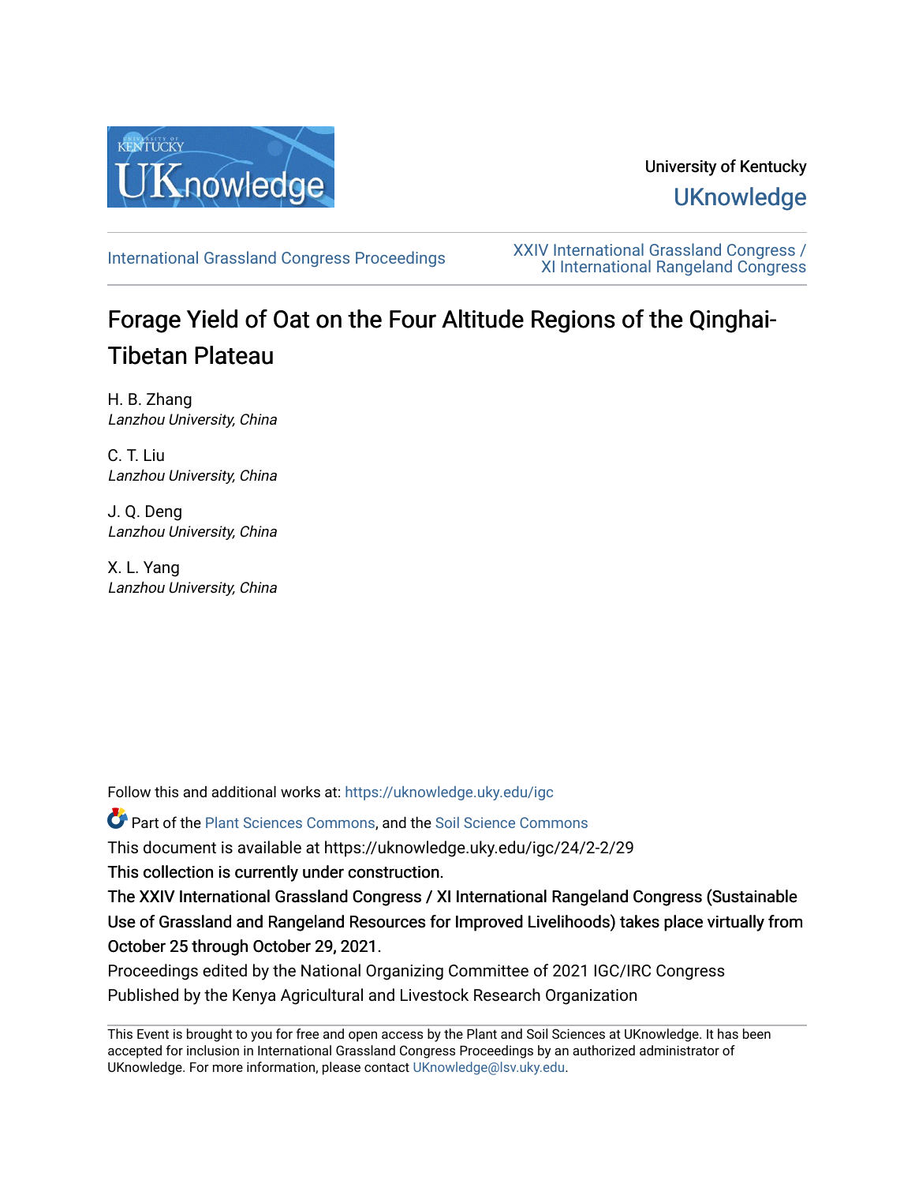University of Kentucky

UKnowledge

International Grassland Congress Proceedings

XXIV International Grassland Congress / XI International Rangeland Congress

# Forage Yield of Oat on the Four Altitude Regions of the Qinghai-Tibetan Plateau

H. B. Zhang
*Lanzhou University, China*

C. T. Liu
*Lanzhou University, China*

J. Q. Deng
*Lanzhou University, China*

X. L. Yang
*Lanzhou University, China*

Follow this and additional works at: https://uknowledge.uky.edu/igc

Part of the Plant Sciences Commons, and the Soil Science Commons

This document is available at https://uknowledge.uky.edu/igc/24/2-2/29

This collection is currently under construction.

The XXIV International Grassland Congress / XI International Rangeland Congress (Sustainable Use of Grassland and Rangeland Resources for Improved Livelihoods) takes place virtually from October 25 through October 29, 2021.

Proceedings edited by the National Organizing Committee of 2021 IGC/IRC Congress

Published by the Kenya Agricultural and Livestock Research Organization

This Event is brought to you for free and open access by the Plant and Soil Sciences at UKnowledge. It has been accepted for inclusion in International Grassland Congress Proceedings by an authorized administrator of UKnowledge. For more information, please contact UKnowledge@lsv.uky.edu.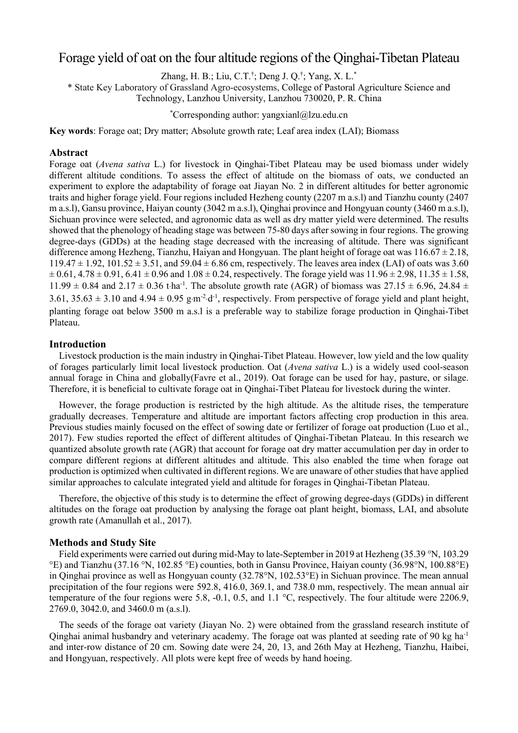# Forage yield of oat on the four altitude regions of the Qinghai-Tibetan Plateau

Zhang, H. B.; Liu, C.T.[†]; Deng J. Q.[†]; Yang, X. L.[*]

[*] State Key Laboratory of Grassland Agro-ecosystems, College of Pastoral Agriculture Science and Technology, Lanzhou University, Lanzhou 730020, P. R. China

[*]Corresponding author: yangxianl@lzu.edu.cn

**Key words**: Forage oat; Dry matter; Absolute growth rate; Leaf area index (LAI); Biomass

## Abstract

Forage oat (*Avena sativa* L.) for livestock in Qinghai-Tibet Plateau may be used biomass under widely different altitude conditions. To assess the effect of altitude on the biomass of oats, we conducted an experiment to explore the adaptability of forage oat Jiayan No. 2 in different altitudes for better agronomic traits and higher forage yield. Four regions included Hezheng county (2207 m a.s.l) and Tianzhu county (2407 m a.s.l), Gansu province, Haiyan county (3042 m a.s.l), Qinghai province and Hongyuan county (3460 m a.s.l), Sichuan province were selected, and agronomic data as well as dry matter yield were determined. The results showed that the phenology of heading stage was between 75-80 days after sowing in four regions. The growing degree-days (GDDs) at the heading stage decreased with the increasing of altitude. There was significant difference among Hezheng, Tianzhu, Haiyan and Hongyuan. The plant height of forage oat was 116.67 ± 2.18, 119.47 ± 1.92, 101.52 ± 3.51, and 59.04 ± 6.86 cm, respectively. The leaves area index (LAI) of oats was 3.60 ± 0.61, 4.78 ± 0.91, 6.41 ± 0.96 and 1.08 ± 0.24, respectively. The forage yield was 11.96 ± 2.98, 11.35 ± 1.58, 11.99 ± 0.84 and 2.17 ± 0.36 t·ha$^{-1}$. The absolute growth rate (AGR) of biomass was 27.15 ± 6.96, 24.84 ± 3.61, 35.63 ± 3.10 and 4.94 ± 0.95 g·m$^{-2}$·d$^{-1}$, respectively. From perspective of forage yield and plant height, planting forage oat below 3500 m a.s.l is a preferable way to stabilize forage production in Qinghai-Tibet Plateau.

## Introduction

Livestock production is the main industry in Qinghai-Tibet Plateau. However, low yield and the low quality of forages particularly limit local livestock production. Oat (*Avena sativa* L.) is a widely used cool-season annual forage in China and globally(Favre et al., 2019). Oat forage can be used for hay, pasture, or silage. Therefore, it is beneficial to cultivate forage oat in Qinghai-Tibet Plateau for livestock during the winter.

However, the forage production is restricted by the high altitude. As the altitude rises, the temperature gradually decreases. Temperature and altitude are important factors affecting crop production in this area. Previous studies mainly focused on the effect of sowing date or fertilizer of forage oat production (Luo et al., 2017). Few studies reported the effect of different altitudes of Qinghai-Tibetan Plateau. In this research we quantized absolute growth rate (AGR) that account for forage oat dry matter accumulation per day in order to compare different regions at different altitudes and altitude. This also enabled the time when forage oat production is optimized when cultivated in different regions. We are unaware of other studies that have applied similar approaches to calculate integrated yield and altitude for forages in Qinghai-Tibetan Plateau.

Therefore, the objective of this study is to determine the effect of growing degree-days (GDDs) in different altitudes on the forage oat production by analysing the forage oat plant height, biomass, LAI, and absolute growth rate (Amanullah et al., 2017).

## Methods and Study Site

Field experiments were carried out during mid-May to late-September in 2019 at Hezheng (35.39 °N, 103.29 °E) and Tianzhu (37.16 °N, 102.85 °E) counties, both in Gansu Province, Haiyan county (36.98°N, 100.88°E) in Qinghai province as well as Hongyuan county (32.78°N, 102.53°E) in Sichuan province. The mean annual precipitation of the four regions were 592.8, 416.0, 369.1, and 738.0 mm, respectively. The mean annual air temperature of the four regions were 5.8, -0.1, 0.5, and 1.1 °C, respectively. The four altitude were 2206.9, 2769.0, 3042.0, and 3460.0 m (a.s.l).

The seeds of the forage oat variety (Jiayan No. 2) were obtained from the grassland research institute of Qinghai animal husbandry and veterinary academy. The forage oat was planted at seeding rate of 90 kg ha$^{-1}$ and inter-row distance of 20 cm. Sowing date were 24, 20, 13, and 26th May at Hezheng, Tianzhu, Haibei, and Hongyuan, respectively. All plots were kept free of weeds by hand hoeing.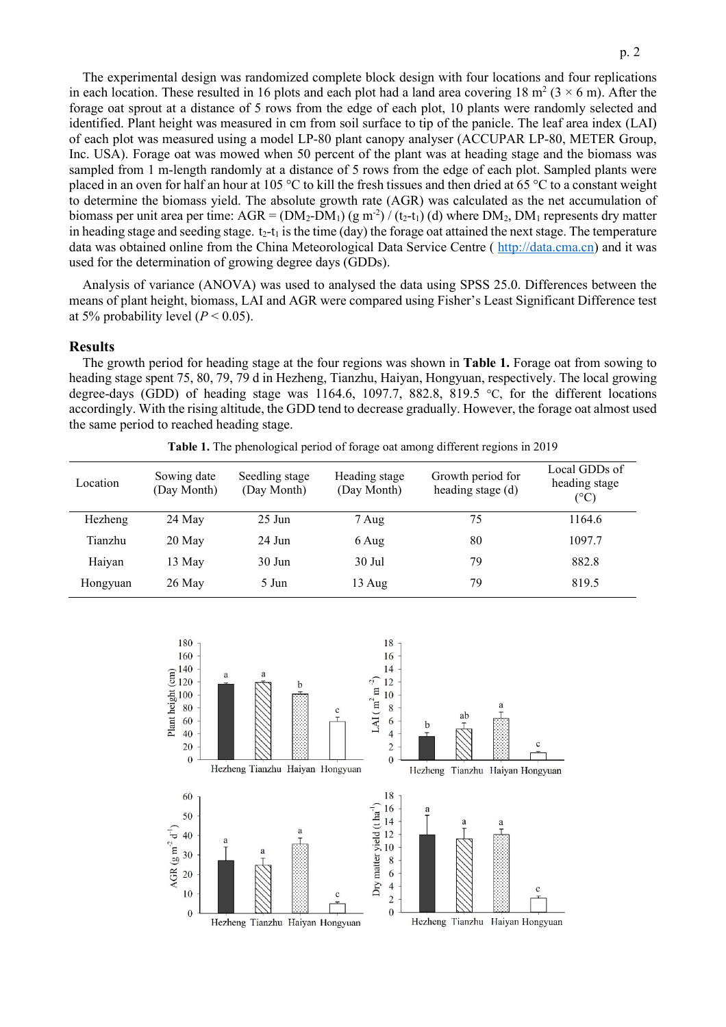The experimental design was randomized complete block design with four locations and four replications in each location. These resulted in 16 plots and each plot had a land area covering 18 m$^2$ (3 × 6 m). After the forage oat sprout at a distance of 5 rows from the edge of each plot, 10 plants were randomly selected and identified. Plant height was measured in cm from soil surface to tip of the panicle. The leaf area index (LAI) of each plot was measured using a model LP-80 plant canopy analyser (ACCUPAR LP-80, METER Group, Inc. USA). Forage oat was mowed when 50 percent of the plant was at heading stage and the biomass was sampled from 1 m-length randomly at a distance of 5 rows from the edge of each plot. Sampled plants were placed in an oven for half an hour at 105 °C to kill the fresh tissues and then dried at 65 °C to a constant weight to determine the biomass yield. The absolute growth rate (AGR) was calculated as the net accumulation of biomass per unit area per time: AGR = ($DM_2$-$DM_1$) (g m$^{-2}$) / ($t_2$-$t_1$) (d) where $DM_2$, $DM_1$ represents dry matter in heading stage and seeding stage. $t_2$-$t_1$ is the time (day) the forage oat attained the next stage. The temperature data was obtained online from the China Meteorological Data Service Centre ( http://data.cma.cn) and it was used for the determination of growing degree days (GDDs).

Analysis of variance (ANOVA) was used to analysed the data using SPSS 25.0. Differences between the means of plant height, biomass, LAI and AGR were compared using Fisher's Least Significant Difference test at 5% probability level ($P < 0.05$).

## Results

The growth period for heading stage at the four regions was shown in **Table 1.** Forage oat from sowing to heading stage spent 75, 80, 79, 79 d in Hezheng, Tianzhu, Haiyan, Hongyuan, respectively. The local growing degree-days (GDD) of heading stage was 1164.6, 1097.7, 882.8, 819.5 ℃, for the different locations accordingly. With the rising altitude, the GDD tend to decrease gradually. However, the forage oat almost used the same period to reached heading stage.

**Table 1.** The phenological period of forage oat among different regions in 2019

| Location | Sowing date (Day Month) | Seedling stage (Day Month) | Heading stage (Day Month) | Growth period for heading stage (d) | Local GDDs of heading stage (°C) |
|---|---|---|---|---|---|
| Hezheng | 24 May | 25 Jun | 7 Aug | 75 | 1164.6 |
| Tianzhu | 20 May | 24 Jun | 6 Aug | 80 | 1097.7 |
| Haiyan | 13 May | 30 Jun | 30 Jul | 79 | 882.8 |
| Hongyuan | 26 May | 5 Jun | 13 Aug | 79 | 819.5 |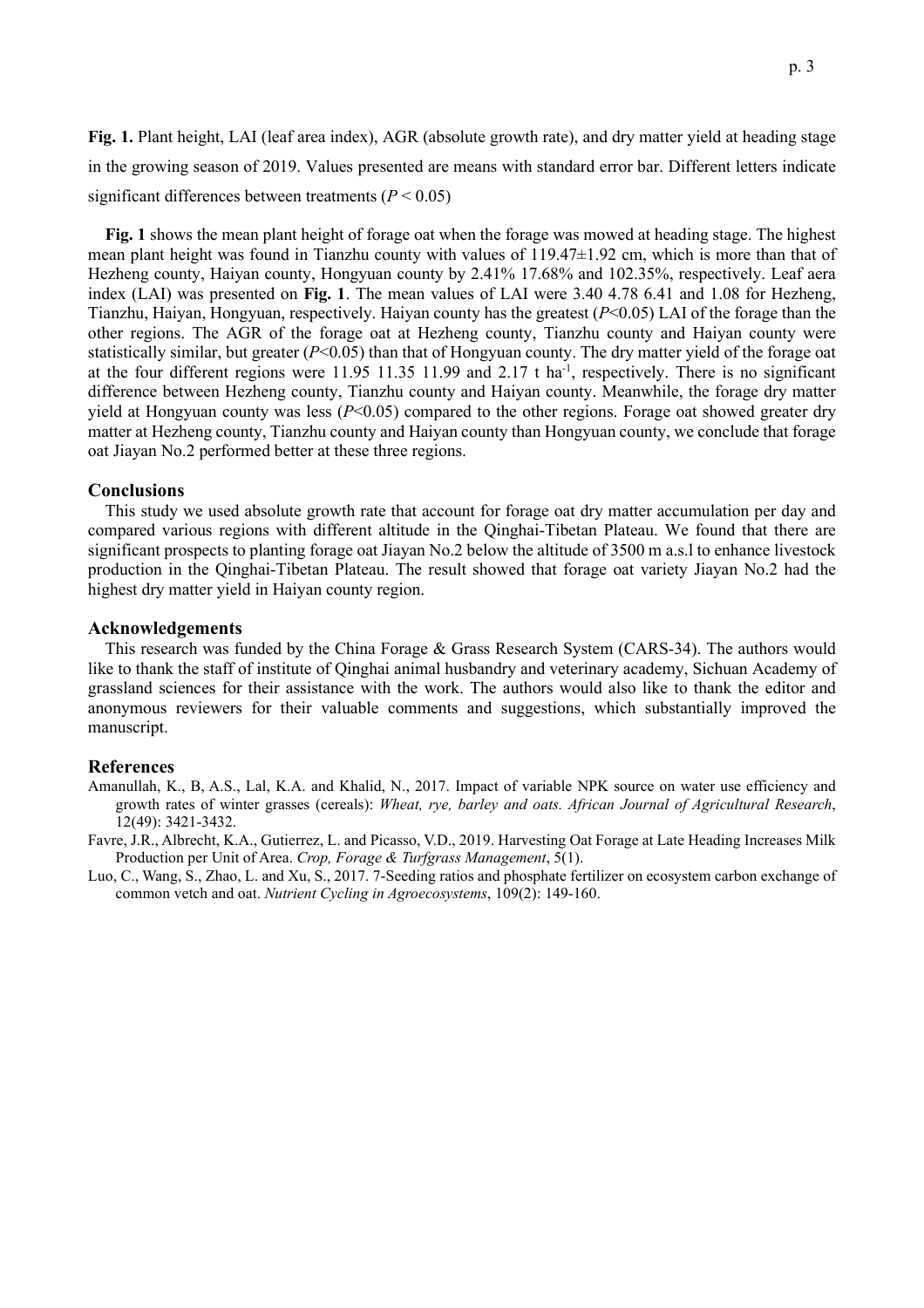**Fig. 1.** Plant height, LAI (leaf area index), AGR (absolute growth rate), and dry matter yield at heading stage in the growing season of 2019. Values presented are means with standard error bar. Different letters indicate significant differences between treatments ($P < 0.05$)

**Fig. 1** shows the mean plant height of forage oat when the forage was mowed at heading stage. The highest mean plant height was found in Tianzhu county with values of 119.47±1.92 cm, which is more than that of Hezheng county, Haiyan county, Hongyuan county by 2.41% 17.68% and 102.35%, respectively. Leaf aera index (LAI) was presented on **Fig. 1**. The mean values of LAI were 3.40 4.78 6.41 and 1.08 for Hezheng, Tianzhu, Haiyan, Hongyuan, respectively. Haiyan county has the greatest ($P$<0.05) LAI of the forage than the other regions. The AGR of the forage oat at Hezheng county, Tianzhu county and Haiyan county were statistically similar, but greater ($P$<0.05) than that of Hongyuan county. The dry matter yield of the forage oat at the four different regions were 11.95 11.35 11.99 and 2.17 t ha$^{-1}$, respectively. There is no significant difference between Hezheng county, Tianzhu county and Haiyan county. Meanwhile, the forage dry matter yield at Hongyuan county was less ($P$<0.05) compared to the other regions. Forage oat showed greater dry matter at Hezheng county, Tianzhu county and Haiyan county than Hongyuan county, we conclude that forage oat Jiayan No.2 performed better at these three regions.

## Conclusions

This study we used absolute growth rate that account for forage oat dry matter accumulation per day and compared various regions with different altitude in the Qinghai-Tibetan Plateau. We found that there are significant prospects to planting forage oat Jiayan No.2 below the altitude of 3500 m a.s.l to enhance livestock production in the Qinghai-Tibetan Plateau. The result showed that forage oat variety Jiayan No.2 had the highest dry matter yield in Haiyan county region.

## Acknowledgements

This research was funded by the China Forage & Grass Research System (CARS-34). The authors would like to thank the staff of institute of Qinghai animal husbandry and veterinary academy, Sichuan Academy of grassland sciences for their assistance with the work. The authors would also like to thank the editor and anonymous reviewers for their valuable comments and suggestions, which substantially improved the manuscript.

## References

Amanullah, K., B, A.S., Lal, K.A. and Khalid, N., 2017. Impact of variable NPK source on water use efficiency and growth rates of winter grasses (cereals): *Wheat, rye, barley and oats. African Journal of Agricultural Research*, 12(49): 3421-3432.

Favre, J.R., Albrecht, K.A., Gutierrez, L. and Picasso, V.D., 2019. Harvesting Oat Forage at Late Heading Increases Milk Production per Unit of Area. *Crop, Forage & Turfgrass Management*, 5(1).

Luo, C., Wang, S., Zhao, L. and Xu, S., 2017. 7-Seeding ratios and phosphate fertilizer on ecosystem carbon exchange of common vetch and oat. *Nutrient Cycling in Agroecosystems*, 109(2): 149-160.